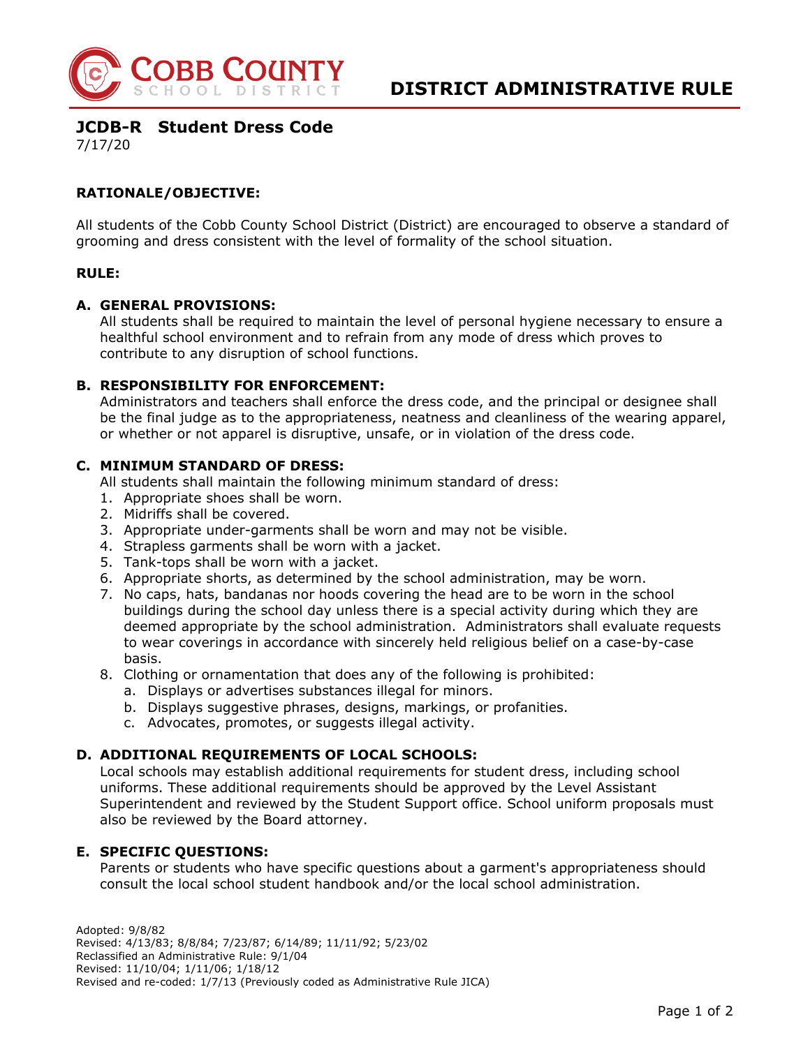COBB COUNTY SCHOOL DISTRICT

# DISTRICT ADMINISTRATIVE RULE

## JCDB-R Student Dress Code

7/17/20

### RATIONALE/OBJECTIVE:

All students of the Cobb County School District (District) are encouraged to observe a standard of grooming and dress consistent with the level of formality of the school situation.

### RULE:

**A. GENERAL PROVISIONS:**
All students shall be required to maintain the level of personal hygiene necessary to ensure a healthful school environment and to refrain from any mode of dress which proves to contribute to any disruption of school functions.

**B. RESPONSIBILITY FOR ENFORCEMENT:**
Administrators and teachers shall enforce the dress code, and the principal or designee shall be the final judge as to the appropriateness, neatness and cleanliness of the wearing apparel, or whether or not apparel is disruptive, unsafe, or in violation of the dress code.

**C. MINIMUM STANDARD OF DRESS:**
All students shall maintain the following minimum standard of dress:

1. Appropriate shoes shall be worn.
2. Midriffs shall be covered.
3. Appropriate under-garments shall be worn and may not be visible.
4. Strapless garments shall be worn with a jacket.
5. Tank-tops shall be worn with a jacket.
6. Appropriate shorts, as determined by the school administration, may be worn.
7. No caps, hats, bandanas nor hoods covering the head are to be worn in the school buildings during the school day unless there is a special activity during which they are deemed appropriate by the school administration. Administrators shall evaluate requests to wear coverings in accordance with sincerely held religious belief on a case-by-case basis.
8. Clothing or ornamentation that does any of the following is prohibited:
   a. Displays or advertises substances illegal for minors.
   b. Displays suggestive phrases, designs, markings, or profanities.
   c. Advocates, promotes, or suggests illegal activity.

**D. ADDITIONAL REQUIREMENTS OF LOCAL SCHOOLS:**
Local schools may establish additional requirements for student dress, including school uniforms. These additional requirements should be approved by the Level Assistant Superintendent and reviewed by the Student Support office. School uniform proposals must also be reviewed by the Board attorney.

**E. SPECIFIC QUESTIONS:**
Parents or students who have specific questions about a garment's appropriateness should consult the local school student handbook and/or the local school administration.

Adopted: 9/8/82
Revised: 4/13/83; 8/8/84; 7/23/87; 6/14/89; 11/11/92; 5/23/02
Reclassified an Administrative Rule: 9/1/04
Revised: 11/10/04; 1/11/06; 1/18/12
Revised and re-coded: 1/7/13 (Previously coded as Administrative Rule JICA)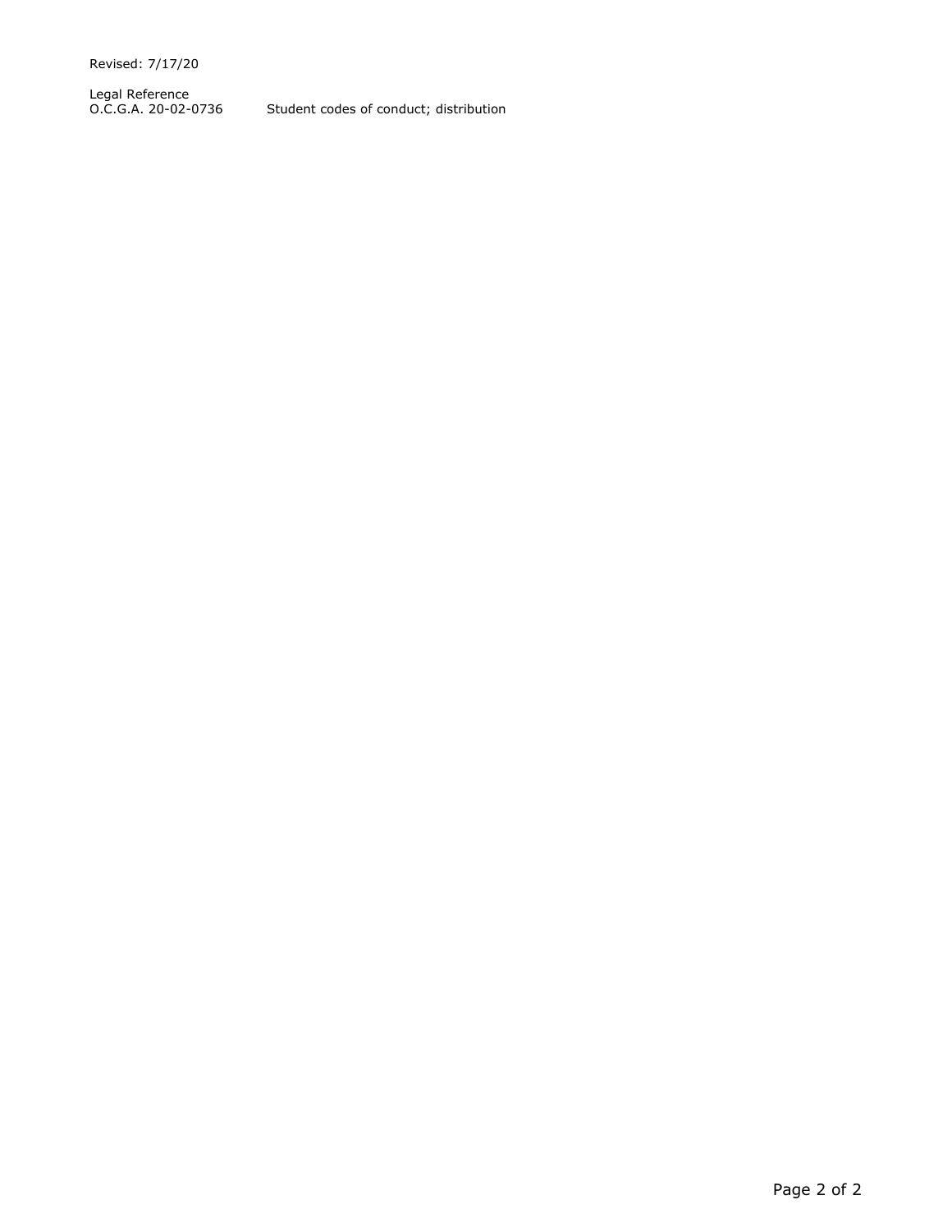Revised: 7/17/20

Legal Reference

| | |
|---|---|
| O.C.G.A. 20-02-0736 | Student codes of conduct; distribution |